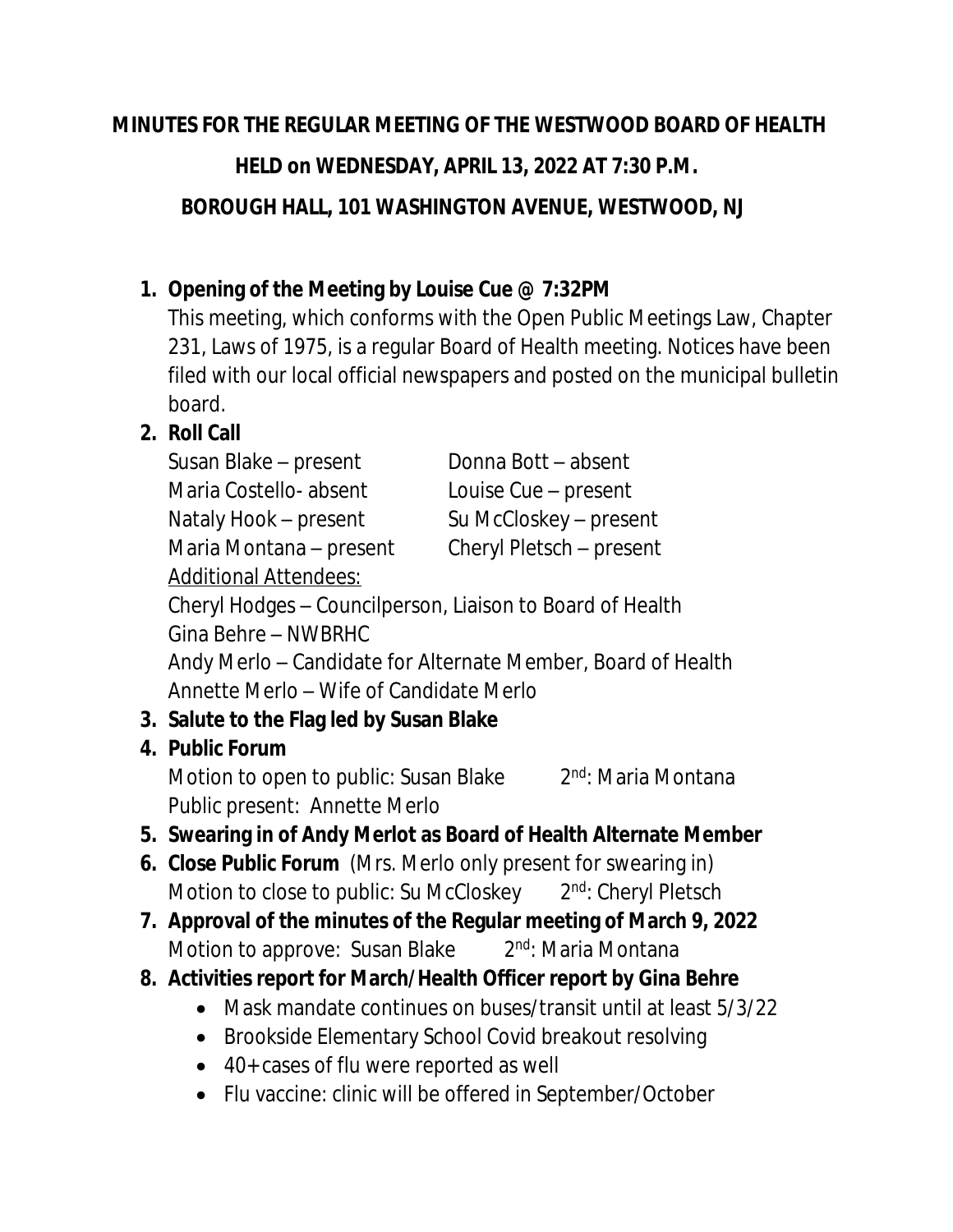# MINUTES FOR THE REGULAR MEETING OF THE WESTWOOD BOARD OF HEALTH

## HELD on WEDNESDAY, APRIL 13, 2022 AT 7:30 P.M.

## BOROUGH HALL, 101 WASHINGTON AVENUE, WESTWOOD, NJ

1. **Opening of the Meeting by Louise Cue @ 7:32PM**
   This meeting, which conforms with the Open Public Meetings Law, Chapter 231, Laws of 1975, is a regular Board of Health meeting. Notices have been filed with our local official newspapers and posted on the municipal bulletin board.
2. **Roll Call**
   Susan Blake – present    Donna Bott – absent
   Maria Costello- absent    Louise Cue – present
   Nataly Hook – present    Su McCloskey – present
   Maria Montana – present    Cheryl Pletsch – present
   <u>Additional Attendees:</u>
   Cheryl Hodges – Councilperson, Liaison to Board of Health
   Gina Behre – NWBRHC
   Andy Merlo – Candidate for Alternate Member, Board of Health
   Annette Merlo – Wife of Candidate Merlo
3. **Salute to the Flag led by Susan Blake**
4. **Public Forum**
   Motion to open to public: Susan Blake    2nd: Maria Montana
   Public present: Annette Merlo
5. **Swearing in of Andy Merlot as Board of Health Alternate Member**
6. **Close Public Forum** (Mrs. Merlo only present for swearing in)
   Motion to close to public: Su McCloskey    2nd: Cheryl Pletsch
7. **Approval of the minutes of the Regular meeting of March 9, 2022**
   Motion to approve: Susan Blake    2nd: Maria Montana
8. **Activities report for March/Health Officer report by Gina Behre**
   - Mask mandate continues on buses/transit until at least 5/3/22
   - Brookside Elementary School Covid breakout resolving
   - 40+ cases of flu were reported as well
   - Flu vaccine: clinic will be offered in September/October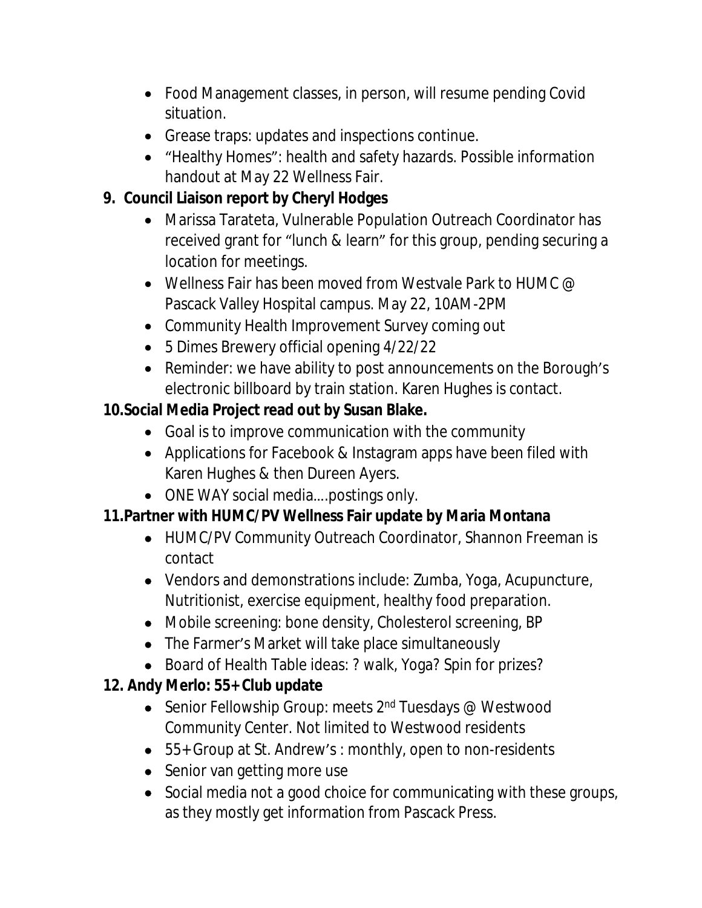- Food Management classes, in person, will resume pending Covid situation.
- Grease traps: updates and inspections continue.
- "Healthy Homes": health and safety hazards. Possible information handout at May 22 Wellness Fair.

**9. Council Liaison report by Cheryl Hodges**

- Marissa Tarateta, Vulnerable Population Outreach Coordinator has received grant for "lunch & learn" for this group, pending securing a location for meetings.
- Wellness Fair has been moved from Westvale Park to HUMC @ Pascack Valley Hospital campus. May 22, 10AM-2PM
- Community Health Improvement Survey coming out
- 5 Dimes Brewery official opening 4/22/22
- Reminder: we have ability to post announcements on the Borough's electronic billboard by train station. Karen Hughes is contact.

**10. Social Media Project read out by Susan Blake.**

- Goal is to improve communication with the community
- Applications for Facebook & Instagram apps have been filed with Karen Hughes & then Dureen Ayers.
- ONE WAY social media....postings only.

**11. Partner with HUMC/PV Wellness Fair update by Maria Montana**

- HUMC/PV Community Outreach Coordinator, Shannon Freeman is contact
- Vendors and demonstrations include: Zumba, Yoga, Acupuncture, Nutritionist, exercise equipment, healthy food preparation.
- Mobile screening: bone density, Cholesterol screening, BP
- The Farmer's Market will take place simultaneously
- Board of Health Table ideas: ? walk, Yoga? Spin for prizes?

**12. Andy Merlo: 55+ Club update**

- Senior Fellowship Group: meets 2nd Tuesdays @ Westwood Community Center. Not limited to Westwood residents
- 55+ Group at St. Andrew's : monthly, open to non-residents
- Senior van getting more use
- Social media not a good choice for communicating with these groups, as they mostly get information from Pascack Press.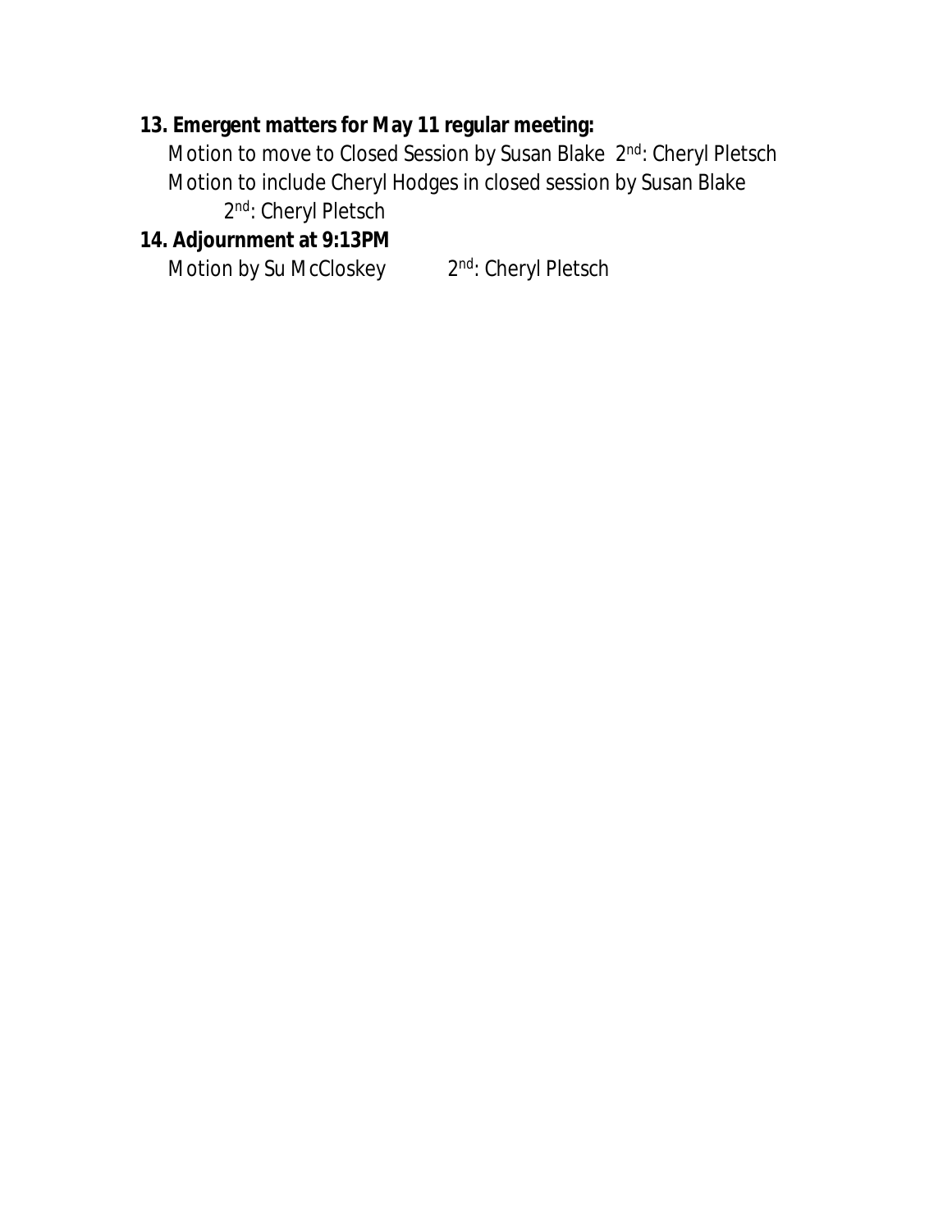**13. Emergent matters for May 11 regular meeting:**

Motion to move to Closed Session by Susan Blake 2nd: Cheryl Pletsch
Motion to include Cheryl Hodges in closed session by Susan Blake
2nd: Cheryl Pletsch

**14. Adjournment at 9:13PM**

Motion by Su McCloskey 2nd: Cheryl Pletsch